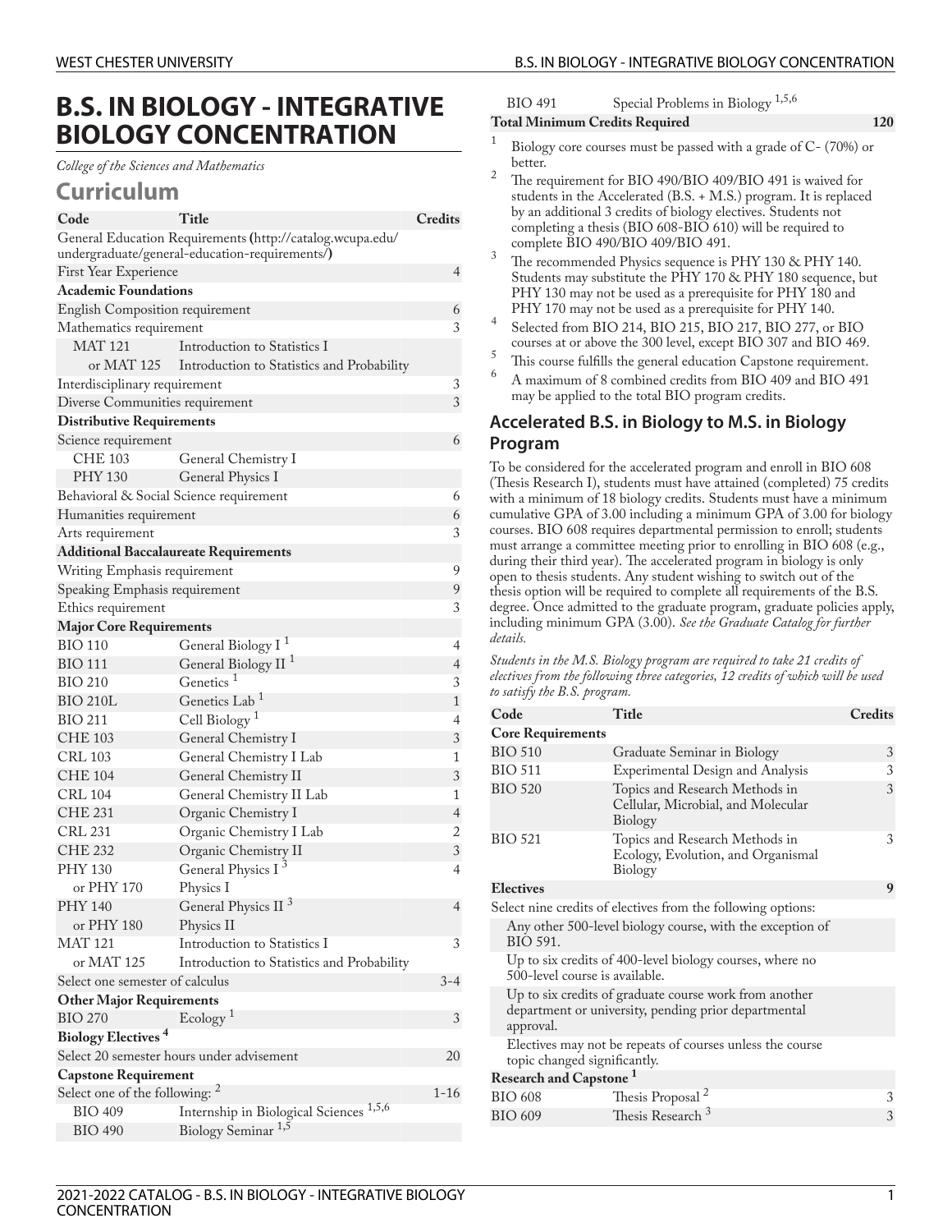# B.S. IN BIOLOGY - INTEGRATIVE BIOLOGY CONCENTRATION

*College of the Sciences and Mathematics*

## Curriculum

| Code | Title | Credits |
|---|---|---|
| General Education Requirements (http://catalog.wcupa.edu/undergraduate/general-education-requirements/) | | |
| First Year Experience | | 4 |
| **Academic Foundations** | | |
| English Composition requirement | | 6 |
| Mathematics requirement | | 3 |
| MAT 121 | Introduction to Statistics I | |
| or MAT 125 | Introduction to Statistics and Probability | |
| Interdisciplinary requirement | | 3 |
| Diverse Communities requirement | | 3 |
| **Distributive Requirements** | | |
| Science requirement | | 6 |
| CHE 103 | General Chemistry I | |
| PHY 130 | General Physics I | |
| Behavioral & Social Science requirement | | 6 |
| Humanities requirement | | 6 |
| Arts requirement | | 3 |
| **Additional Baccalaureate Requirements** | | |
| Writing Emphasis requirement | | 9 |
| Speaking Emphasis requirement | | 9 |
| Ethics requirement | | 3 |
| **Major Core Requirements** | | |
| BIO 110 | General Biology I [1] | 4 |
| BIO 111 | General Biology II [1] | 4 |
| BIO 210 | Genetics [1] | 3 |
| BIO 210L | Genetics Lab [1] | 1 |
| BIO 211 | Cell Biology [1] | 4 |
| CHE 103 | General Chemistry I | 3 |
| CRL 103 | General Chemistry I Lab | 1 |
| CHE 104 | General Chemistry II | 3 |
| CRL 104 | General Chemistry II Lab | 1 |
| CHE 231 | Organic Chemistry I | 4 |
| CRL 231 | Organic Chemistry I Lab | 2 |
| CHE 232 | Organic Chemistry II | 3 |
| PHY 130 | General Physics I [3] | 4 |
| or PHY 170 | Physics I | |
| PHY 140 | General Physics II [3] | 4 |
| or PHY 180 | Physics II | |
| MAT 121 | Introduction to Statistics I | 3 |
| or MAT 125 | Introduction to Statistics and Probability | |
| Select one semester of calculus | | 3-4 |
| **Other Major Requirements** | | |
| BIO 270 | Ecology [1] | 3 |
| **Biology Electives [4]** | | |
| Select 20 semester hours under advisement | | 20 |
| **Capstone Requirement** | | |
| Select one of the following: [2] | | 1-16 |
| BIO 409 | Internship in Biological Sciences [1,5,6] | |
| BIO 490 | Biology Seminar [1,5] | |
| BIO 491 | Special Problems in Biology [1,5,6] | |
| **Total Minimum Credits Required** | | **120** |

1. Biology core courses must be passed with a grade of C- (70%) or better.
2. The requirement for BIO 490/BIO 409/BIO 491 is waived for students in the Accelerated (B.S. + M.S.) program. It is replaced by an additional 3 credits of biology electives. Students not completing a thesis (BIO 608-BIO 610) will be required to complete BIO 490/BIO 409/BIO 491.
3. The recommended Physics sequence is PHY 130 & PHY 140. Students may substitute the PHY 170 & PHY 180 sequence, but PHY 130 may not be used as a prerequisite for PHY 180 and PHY 170 may not be used as a prerequisite for PHY 140.
4. Selected from BIO 214, BIO 215, BIO 217, BIO 277, or BIO courses at or above the 300 level, except BIO 307 and BIO 469.
5. This course fulfills the general education Capstone requirement.
6. A maximum of 8 combined credits from BIO 409 and BIO 491 may be applied to the total BIO program credits.

### Accelerated B.S. in Biology to M.S. in Biology Program

To be considered for the accelerated program and enroll in BIO 608 (Thesis Research I), students must have attained (completed) 75 credits with a minimum of 18 biology credits. Students must have a minimum cumulative GPA of 3.00 including a minimum GPA of 3.00 for biology courses. BIO 608 requires departmental permission to enroll; students must arrange a committee meeting prior to enrolling in BIO 608 (e.g., during their third year). The accelerated program in biology is only open to thesis students. Any student wishing to switch out of the thesis option will be required to complete all requirements of the B.S. degree. Once admitted to the graduate program, graduate policies apply, including minimum GPA (3.00). *See the Graduate Catalog for further details.*

*Students in the M.S. Biology program are required to take 21 credits of electives from the following three categories, 12 credits of which will be used to satisfy the B.S. program.*

| Code | Title | Credits |
|---|---|---|
| **Core Requirements** | | |
| BIO 510 | Graduate Seminar in Biology | 3 |
| BIO 511 | Experimental Design and Analysis | 3 |
| BIO 520 | Topics and Research Methods in Cellular, Microbial, and Molecular Biology | 3 |
| BIO 521 | Topics and Research Methods in Ecology, Evolution, and Organismal Biology | 3 |
| **Electives** | | **9** |
| Select nine credits of electives from the following options: | | |
| Any other 500-level biology course, with the exception of BIO 591. | | |
| Up to six credits of 400-level biology courses, where no 500-level course is available. | | |
| Up to six credits of graduate course work from another department or university, pending prior departmental approval. | | |
| Electives may not be repeats of courses unless the course topic changed significantly. | | |
| **Research and Capstone [1]** | | |
| BIO 608 | Thesis Proposal [2] | 3 |
| BIO 609 | Thesis Research [3] | 3 |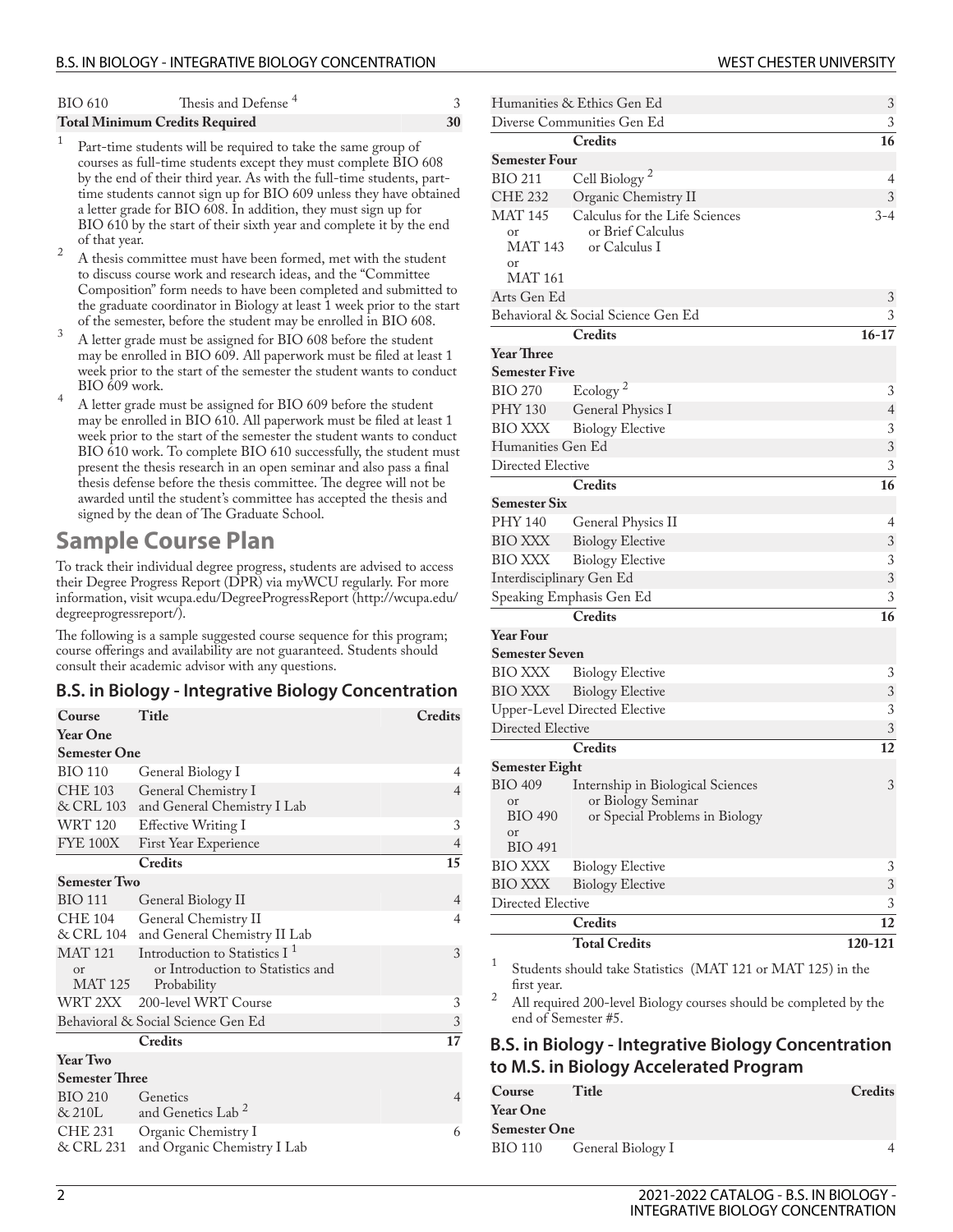| | | |
|---|---|---|
| BIO 610 | Thesis and Defense [4] | 3 |
| **Total Minimum Credits Required** | | **30** |

1. Part-time students will be required to take the same group of courses as full-time students except they must complete BIO 608 by the end of their third year. As with the full-time students, part-time students cannot sign up for BIO 609 unless they have obtained a letter grade for BIO 608. In addition, they must sign up for BIO 610 by the start of their sixth year and complete it by the end of that year.
2. A thesis committee must have been formed, met with the student to discuss course work and research ideas, and the "Committee Composition" form needs to have been completed and submitted to the graduate coordinator in Biology at least 1 week prior to the start of the semester, before the student may be enrolled in BIO 608.
3. A letter grade must be assigned for BIO 608 before the student may be enrolled in BIO 609. All paperwork must be filed at least 1 week prior to the start of the semester the student wants to conduct BIO 609 work.
4. A letter grade must be assigned for BIO 609 before the student may be enrolled in BIO 610. All paperwork must be filed at least 1 week prior to the start of the semester the student wants to conduct BIO 610 work. To complete BIO 610 successfully, the student must present the thesis research in an open seminar and also pass a final thesis defense before the thesis committee. The degree will not be awarded until the student's committee has accepted the thesis and signed by the dean of The Graduate School.

## Sample Course Plan

To track their individual degree progress, students are advised to access their Degree Progress Report (DPR) via myWCU regularly. For more information, visit wcupa.edu/DegreeProgressReport (http://wcupa.edu/degreeprogressreport/).

The following is a sample suggested course sequence for this program; course offerings and availability are not guaranteed. Students should consult their academic advisor with any questions.

### B.S. in Biology - Integrative Biology Concentration

| Course | Title | Credits |
|---|---|---|
| **Year One** | | |
| **Semester One** | | |
| BIO 110 | General Biology I | 4 |
| CHE 103 & CRL 103 | General Chemistry I and General Chemistry I Lab | 4 |
| WRT 120 | Effective Writing I | 3 |
| FYE 100X | First Year Experience | 4 |
| | **Credits** | **15** |
| **Semester Two** | | |
| BIO 111 | General Biology II | 4 |
| CHE 104 & CRL 104 | General Chemistry II and General Chemistry II Lab | 4 |
| MAT 121 or MAT 125 | Introduction to Statistics I [1] or Introduction to Statistics and Probability | 3 |
| WRT 2XX | 200-level WRT Course | 3 |
| Behavioral & Social Science Gen Ed | | 3 |
| | **Credits** | **17** |
| **Year Two** | | |
| **Semester Three** | | |
| BIO 210 & 210L | Genetics and Genetics Lab [2] | 4 |
| CHE 231 & CRL 231 | Organic Chemistry I and Organic Chemistry I Lab | 6 |
| Humanities & Ethics Gen Ed | | 3 |
| Diverse Communities Gen Ed | | 3 |
| | **Credits** | **16** |
| **Semester Four** | | |
| BIO 211 | Cell Biology [2] | 4 |
| CHE 232 | Organic Chemistry II | 3 |
| MAT 145 or MAT 143 or MAT 161 | Calculus for the Life Sciences or Brief Calculus or Calculus I | 3-4 |
| Arts Gen Ed | | 3 |
| Behavioral & Social Science Gen Ed | | 3 |
| | **Credits** | **16-17** |
| **Year Three** | | |
| **Semester Five** | | |
| BIO 270 | Ecology [2] | 3 |
| PHY 130 | General Physics I | 4 |
| BIO XXX | Biology Elective | 3 |
| Humanities Gen Ed | | 3 |
| Directed Elective | | 3 |
| | **Credits** | **16** |
| **Semester Six** | | |
| PHY 140 | General Physics II | 4 |
| BIO XXX | Biology Elective | 3 |
| BIO XXX | Biology Elective | 3 |
| Interdisciplinary Gen Ed | | 3 |
| Speaking Emphasis Gen Ed | | 3 |
| | **Credits** | **16** |
| **Year Four** | | |
| **Semester Seven** | | |
| BIO XXX | Biology Elective | 3 |
| BIO XXX | Biology Elective | 3 |
| Upper-Level Directed Elective | | 3 |
| Directed Elective | | 3 |
| | **Credits** | **12** |
| **Semester Eight** | | |
| BIO 409 or BIO 490 or BIO 491 | Internship in Biological Sciences or Biology Seminar or Special Problems in Biology | 3 |
| BIO XXX | Biology Elective | 3 |
| BIO XXX | Biology Elective | 3 |
| Directed Elective | | 3 |
| | **Credits** | **12** |
| | **Total Credits** | **120-121** |

1. Students should take Statistics (MAT 121 or MAT 125) in the first year.
2. All required 200-level Biology courses should be completed by the end of Semester #5.

### B.S. in Biology - Integrative Biology Concentration to M.S. in Biology Accelerated Program

| Course | Title | Credits |
|---|---|---|
| **Year One** | | |
| **Semester One** | | |
| BIO 110 | General Biology I | 4 |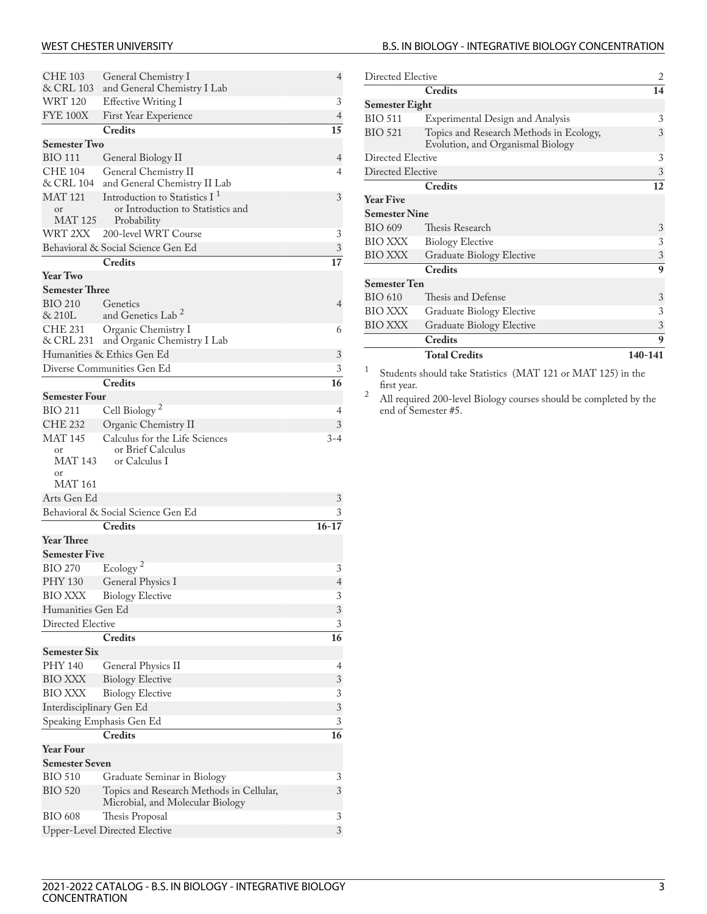| | | |
|---|---|---|
| CHE 103 & CRL 103 | General Chemistry I and General Chemistry I Lab | 4 |
| WRT 120 | Effective Writing I | 3 |
| FYE 100X | First Year Experience | 4 |
| | **Credits** | **15** |
| **Semester Two** | | |
| BIO 111 | General Biology II | 4 |
| CHE 104 & CRL 104 | General Chemistry II and General Chemistry II Lab | 4 |
| MAT 121 or MAT 125 | Introduction to Statistics I [1] or Introduction to Statistics and Probability | 3 |
| WRT 2XX | 200-level WRT Course | 3 |
| Behavioral & Social Science Gen Ed | | 3 |
| | **Credits** | **17** |
| **Year Two** | | |
| **Semester Three** | | |
| BIO 210 & 210L | Genetics and Genetics Lab [2] | 4 |
| CHE 231 & CRL 231 | Organic Chemistry I and Organic Chemistry I Lab | 6 |
| Humanities & Ethics Gen Ed | | 3 |
| Diverse Communities Gen Ed | | 3 |
| | **Credits** | **16** |
| **Semester Four** | | |
| BIO 211 | Cell Biology [2] | 4 |
| CHE 232 | Organic Chemistry II | 3 |
| MAT 145 or MAT 143 or MAT 161 | Calculus for the Life Sciences or Brief Calculus or Calculus I | 3-4 |
| Arts Gen Ed | | 3 |
| Behavioral & Social Science Gen Ed | | 3 |
| | **Credits** | **16-17** |
| **Year Three** | | |
| **Semester Five** | | |
| BIO 270 | Ecology [2] | 3 |
| PHY 130 | General Physics I | 4 |
| BIO XXX | Biology Elective | 3 |
| Humanities Gen Ed | | 3 |
| Directed Elective | | 3 |
| | **Credits** | **16** |
| **Semester Six** | | |
| PHY 140 | General Physics II | 4 |
| BIO XXX | Biology Elective | 3 |
| BIO XXX | Biology Elective | 3 |
| Interdisciplinary Gen Ed | | 3 |
| Speaking Emphasis Gen Ed | | 3 |
| | **Credits** | **16** |
| **Year Four** | | |
| **Semester Seven** | | |
| BIO 510 | Graduate Seminar in Biology | 3 |
| BIO 520 | Topics and Research Methods in Cellular, Microbial, and Molecular Biology | 3 |
| BIO 608 | Thesis Proposal | 3 |
| Upper-Level Directed Elective | | 3 |
| Directed Elective | | 2 |
| | **Credits** | **14** |
| **Semester Eight** | | |
| BIO 511 | Experimental Design and Analysis | 3 |
| BIO 521 | Topics and Research Methods in Ecology, Evolution, and Organismal Biology | 3 |
| Directed Elective | | 3 |
| Directed Elective | | 3 |
| | **Credits** | **12** |
| **Year Five** | | |
| **Semester Nine** | | |
| BIO 609 | Thesis Research | 3 |
| BIO XXX | Biology Elective | 3 |
| BIO XXX | Graduate Biology Elective | 3 |
| | **Credits** | **9** |
| **Semester Ten** | | |
| BIO 610 | Thesis and Defense | 3 |
| BIO XXX | Graduate Biology Elective | 3 |
| BIO XXX | Graduate Biology Elective | 3 |
| | **Credits** | **9** |
| | **Total Credits** | **140-141** |

1. Students should take Statistics (MAT 121 or MAT 125) in the first year.
2. All required 200-level Biology courses should be completed by the end of Semester #5.